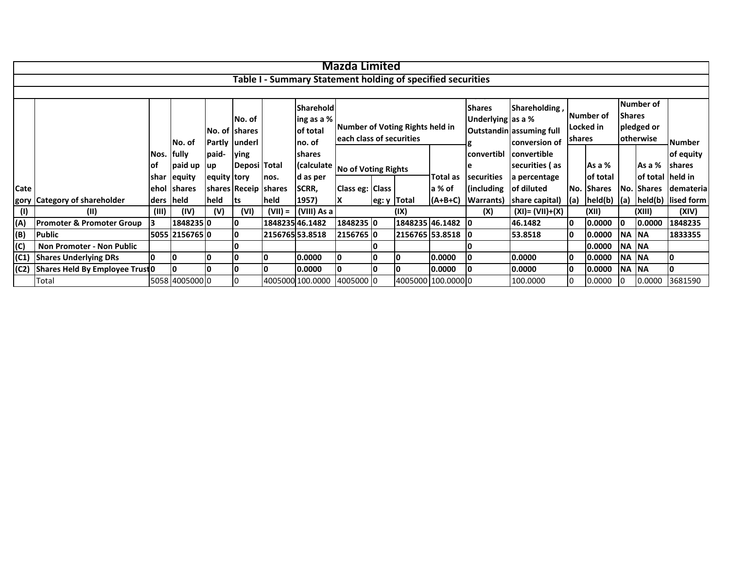# Mazda Limited

## Table I - Summary Statement holding of specified securities

| Category | Category of shareholder | Nos. of shareholders | No. of fully paid up equity shares held | No. of Partly paid-up equity shares held | No. of shares underlying Depository Receipts | Total nos. shares held | Shareholding as a % of total no. of shares (calculated as per SCRR, 1957) | Number of Voting Rights held in each class of securities | | | | Shares Underlying Outstanding convertible securities (including Warrants) | Shareholding , as a % assuming full conversion of convertible securities ( as a percentage of diluted share capital) | Number of Locked in shares | | Number of Shares pledged or otherwise | | Number of equity shares held in dematerialised form |
|---|---|---|---|---|---|---|---|---|---|---|---|---|---|---|---|---|---|---|
| | | | | | | | | No of Voting Rights | | | Total as a % of (A+B+C) | | | No. (a) | As a % of total Shares held(b) | No. (a) | As a % of total Shares held(b) | |
| | | | | | | | | Class eg: X | Class eg: y | Total | | | | | | | | |
| (I) | (II) | (III) | (IV) | (V) | (VI) | (VII) = | (VIII) As a | (IX) | | | | (X) | (XI)= (VII)+(X) | (XII) | | (XIII) | | (XIV) |
| (A) | **Promoter & Promoter Group** | **3** | **1848235** | **0** | **0** | **1848235** | **46.1482** | **1848235** | **0** | **1848235** | **46.1482** | **0** | **46.1482** | **0** | **0.0000** | **0** | **0.0000** | **1848235** |
| (B) | **Public** | **5055** | **2156765** | **0** | **0** | **2156765** | **53.8518** | **2156765** | **0** | **2156765** | **53.8518** | **0** | **53.8518** | **0** | **0.0000** | **NA** | **NA** | **1833355** |
| (C) | **Non Promoter - Non Public** | | | | **0** | | | | **0** | | | **0** | | | **0.0000** | **NA** | **NA** | |
| (C1) | **Shares Underlying DRs** | **0** | **0** | **0** | **0** | **0** | **0.0000** | **0** | **0** | **0** | **0.0000** | **0** | **0.0000** | **0** | **0.0000** | **NA** | **NA** | **0** |
| (C2) | **Shares Held By Employee Trust** | **0** | **0** | **0** | **0** | **0** | **0.0000** | **0** | **0** | **0** | **0.0000** | **0** | **0.0000** | **0** | **0.0000** | **NA** | **NA** | **0** |
| | Total | 5058 | 4005000 | 0 | 0 | 4005000 | 100.0000 | 4005000 | 0 | 4005000 | 100.0000 | 0 | 100.0000 | 0 | 0.0000 | 0 | 0.0000 | 3681590 |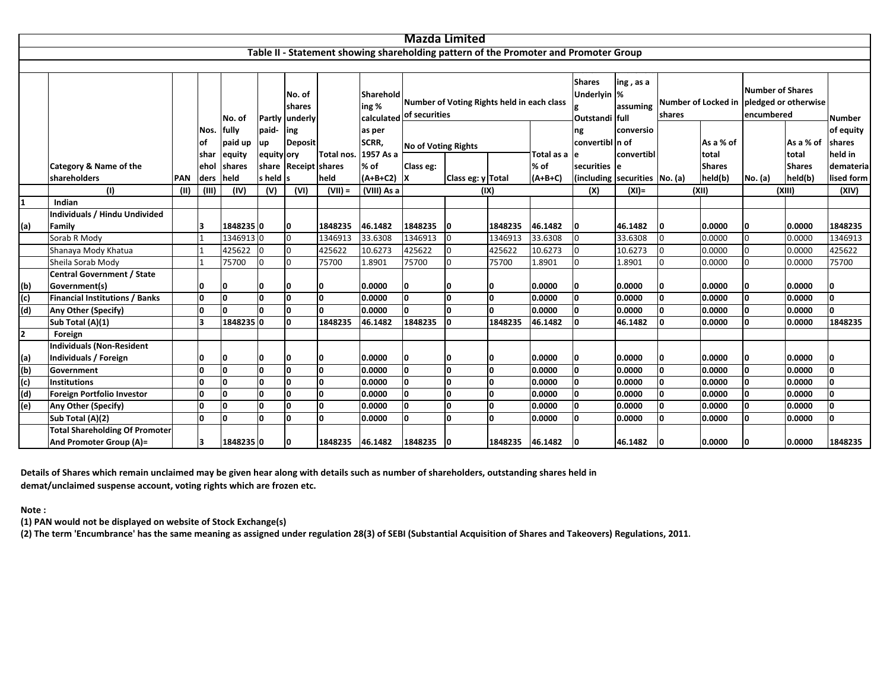# Mazda Limited

## Table II - Statement showing shareholding pattern of the Promoter and Promoter Group

| | Category & Name of the shareholders | PAN | Nos. of shareholders | No. of fully paid up equity shares held | Partly paid-up equity shares held | No. of shares underlying Depository Receipts | Total nos. shares held | Shareholding % calculated as per SCRR, 1957 As a % of (A+B+C2) | Number of Voting Rights held in each class of securities | | | | Shares Underlying Outstanding convertible securities (including | ing , as a % assuming full conversion of convertible securities | Number of Locked in shares | | Number of Shares pledged or otherwise encumbered | | Number of equity shares held in dematerialised form |
|---|---|---|---|---|---|---|---|---|---|---|---|---|---|---|---|---|---|---|---|
| | | | | | | | | | No of Voting Rights | | | Total as a % of (A+B+C) | | | No. (a) | As a % of total Shares held(b) | No. (a) | As a % of total Shares held(b) | |
| | | | | | | | | | Class eg: X | Class eg: y | Total | | | | | | | | |
| | (I) | (II) | (III) | (IV) | (V) | (VI) | (VII) = | (VIII) As a | (IX) | | | | (X) | (XI)= | (XII) | | (XIII) | | (XIV) |
| 1 | **Indian** | | | | | | | | | | | | | | | | | | |
| (a) | **Individuals / Hindu Undivided Family** | | 3 | 1848235 | 0 | 0 | 1848235 | 46.1482 | 1848235 | 0 | 1848235 | 46.1482 | 0 | 46.1482 | 0 | 0.0000 | 0 | 0.0000 | 1848235 |
| | Sorab R Mody | | 1 | 1346913 | 0 | 0 | 1346913 | 33.6308 | 1346913 | 0 | 1346913 | 33.6308 | 0 | 33.6308 | 0 | 0.0000 | 0 | 0.0000 | 1346913 |
| | Shanaya Mody Khatua | | 1 | 425622 | 0 | 0 | 425622 | 10.6273 | 425622 | 0 | 425622 | 10.6273 | 0 | 10.6273 | 0 | 0.0000 | 0 | 0.0000 | 425622 |
| | Sheila Sorab Mody | | 1 | 75700 | 0 | 0 | 75700 | 1.8901 | 75700 | 0 | 75700 | 1.8901 | 0 | 1.8901 | 0 | 0.0000 | 0 | 0.0000 | 75700 |
| (b) | **Central Government / State Government(s)** | | 0 | 0 | 0 | 0 | 0 | 0.0000 | 0 | 0 | 0 | 0.0000 | 0 | 0.0000 | 0 | 0.0000 | 0 | 0.0000 | 0 |
| (c) | **Financial Institutions / Banks** | | 0 | 0 | 0 | 0 | 0 | 0.0000 | 0 | 0 | 0 | 0.0000 | 0 | 0.0000 | 0 | 0.0000 | 0 | 0.0000 | 0 |
| (d) | **Any Other (Specify)** | | 0 | 0 | 0 | 0 | 0 | 0.0000 | 0 | 0 | 0 | 0.0000 | 0 | 0.0000 | 0 | 0.0000 | 0 | 0.0000 | 0 |
| | **Sub Total (A)(1)** | | 3 | 1848235 | 0 | 0 | 1848235 | 46.1482 | 1848235 | 0 | 1848235 | 46.1482 | 0 | 46.1482 | 0 | 0.0000 | 0 | 0.0000 | 1848235 |
| 2 | **Foreign** | | | | | | | | | | | | | | | | | | |
| (a) | **Individuals (Non-Resident Individuals / Foreign** | | 0 | 0 | 0 | 0 | 0 | 0.0000 | 0 | 0 | 0 | 0.0000 | 0 | 0.0000 | 0 | 0.0000 | 0 | 0.0000 | 0 |
| (b) | **Government** | | 0 | 0 | 0 | 0 | 0 | 0.0000 | 0 | 0 | 0 | 0.0000 | 0 | 0.0000 | 0 | 0.0000 | 0 | 0.0000 | 0 |
| (c) | **Institutions** | | 0 | 0 | 0 | 0 | 0 | 0.0000 | 0 | 0 | 0 | 0.0000 | 0 | 0.0000 | 0 | 0.0000 | 0 | 0.0000 | 0 |
| (d) | **Foreign Portfolio Investor** | | 0 | 0 | 0 | 0 | 0 | 0.0000 | 0 | 0 | 0 | 0.0000 | 0 | 0.0000 | 0 | 0.0000 | 0 | 0.0000 | 0 |
| (e) | **Any Other (Specify)** | | 0 | 0 | 0 | 0 | 0 | 0.0000 | 0 | 0 | 0 | 0.0000 | 0 | 0.0000 | 0 | 0.0000 | 0 | 0.0000 | 0 |
| | **Sub Total (A)(2)** | | 0 | 0 | 0 | 0 | 0 | 0.0000 | 0 | 0 | 0 | 0.0000 | 0 | 0.0000 | 0 | 0.0000 | 0 | 0.0000 | 0 |
| | **Total Shareholding Of Promoter And Promoter Group (A)=** | | 3 | 1848235 | 0 | 0 | 1848235 | 46.1482 | 1848235 | 0 | 1848235 | 46.1482 | 0 | 46.1482 | 0 | 0.0000 | 0 | 0.0000 | 1848235 |

**Details of Shares which remain unclaimed may be given hear along with details such as number of shareholders, outstanding shares held in demat/unclaimed suspense account, voting rights which are frozen etc.**

**Note :**

**(1) PAN would not be displayed on website of Stock Exchange(s)**

**(2) The term 'Encumbrance' has the same meaning as assigned under regulation 28(3) of SEBI (Substantial Acquisition of Shares and Takeovers) Regulations, 2011.**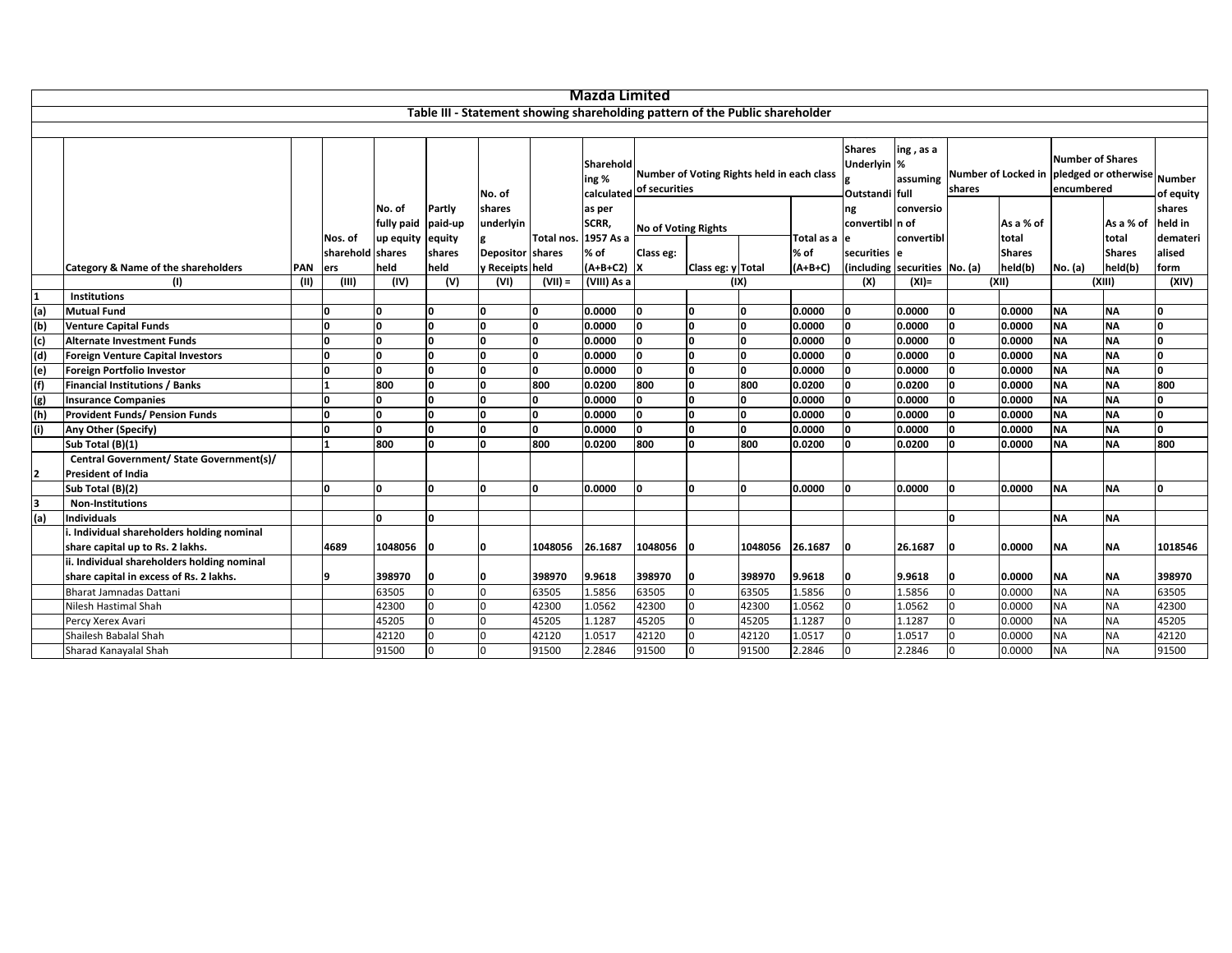# Mazda Limited

## Table III - Statement showing shareholding pattern of the Public shareholder

| | Category & Name of the shareholders | PAN | Nos. of shareholders | No. of fully paid up equity shares held | Partly paid-up equity shares held | No. of shares underlying Depository Receipts | Total nos. shares held | Shareholding % calculated as per SCRR, 1957 As a % of (A+B+C2) | Number of Voting Rights held in each class of securities | | | | Shares Underlying Outstanding convertible securities (including | ing , as a % assuming full conversion of convertible securities | Number of Locked in shares | | Number of Shares pledged or otherwise encumbered | | Number of equity shares held in dematerialised form |
|---|---|---|---|---|---|---|---|---|---|---|---|---|---|---|---|---|---|---|---|
| | | | | | | | | | No of Voting Rights | | | Total as a % of (A+B+C) | | | No. (a) | As a % of total Shares held(b) | No. (a) | As a % of total Shares held(b) | |
| | | | | | | | | | Class eg: X | Class eg: y | Total | | | | | | | | |
| | (I) | (II) | (III) | (IV) | (V) | (VI) | (VII) = | (VIII) As a | (IX) | | | | (X) | (XI)= | (XII) | | (XIII) | | (XIV) |
| 1 | Institutions | | | | | | | | | | | | | | | | | | |
| (a) | Mutual Fund | | 0 | 0 | 0 | 0 | 0 | 0.0000 | 0 | 0 | 0 | 0.0000 | 0 | 0.0000 | 0 | 0.0000 | NA | NA | 0 |
| (b) | Venture Capital Funds | | 0 | 0 | 0 | 0 | 0 | 0.0000 | 0 | 0 | 0 | 0.0000 | 0 | 0.0000 | 0 | 0.0000 | NA | NA | 0 |
| (c) | Alternate Investment Funds | | 0 | 0 | 0 | 0 | 0 | 0.0000 | 0 | 0 | 0 | 0.0000 | 0 | 0.0000 | 0 | 0.0000 | NA | NA | 0 |
| (d) | Foreign Venture Capital Investors | | 0 | 0 | 0 | 0 | 0 | 0.0000 | 0 | 0 | 0 | 0.0000 | 0 | 0.0000 | 0 | 0.0000 | NA | NA | 0 |
| (e) | Foreign Portfolio Investor | | 0 | 0 | 0 | 0 | 0 | 0.0000 | 0 | 0 | 0 | 0.0000 | 0 | 0.0000 | 0 | 0.0000 | NA | NA | 0 |
| (f) | Financial Institutions / Banks | | 1 | 800 | 0 | 0 | 800 | 0.0200 | 800 | 0 | 800 | 0.0200 | 0 | 0.0200 | 0 | 0.0000 | NA | NA | 800 |
| (g) | Insurance Companies | | 0 | 0 | 0 | 0 | 0 | 0.0000 | 0 | 0 | 0 | 0.0000 | 0 | 0.0000 | 0 | 0.0000 | NA | NA | 0 |
| (h) | Provident Funds/ Pension Funds | | 0 | 0 | 0 | 0 | 0 | 0.0000 | 0 | 0 | 0 | 0.0000 | 0 | 0.0000 | 0 | 0.0000 | NA | NA | 0 |
| (i) | Any Other (Specify) | | 0 | 0 | 0 | 0 | 0 | 0.0000 | 0 | 0 | 0 | 0.0000 | 0 | 0.0000 | 0 | 0.0000 | NA | NA | 0 |
| | Sub Total (B)(1) | | 1 | 800 | 0 | 0 | 800 | 0.0200 | 800 | 0 | 800 | 0.0200 | 0 | 0.0200 | 0 | 0.0000 | NA | NA | 800 |
| 2 | Central Government/ State Government(s)/ President of India | | | | | | | | | | | | | | | | | | |
| | Sub Total (B)(2) | | 0 | 0 | 0 | 0 | 0 | 0.0000 | 0 | 0 | 0 | 0.0000 | 0 | 0.0000 | 0 | 0.0000 | NA | NA | 0 |
| 3 | Non-Institutions | | | | | | | | | | | | | | | | | | |
| (a) | Individuals | | | 0 | 0 | | | | | | | | | | 0 | | NA | NA | |
| | i. Individual shareholders holding nominal share capital up to Rs. 2 lakhs. | | 4689 | 1048056 | 0 | 0 | 1048056 | 26.1687 | 1048056 | 0 | 1048056 | 26.1687 | 0 | 26.1687 | 0 | 0.0000 | NA | NA | 1018546 |
| | ii. Individual shareholders holding nominal share capital in excess of Rs. 2 lakhs. | | 9 | 398970 | 0 | 0 | 398970 | 9.9618 | 398970 | 0 | 398970 | 9.9618 | 0 | 9.9618 | 0 | 0.0000 | NA | NA | 398970 |
| | Bharat Jamnadas Dattani | | | 63505 | 0 | 0 | 63505 | 1.5856 | 63505 | 0 | 63505 | 1.5856 | 0 | 1.5856 | 0 | 0.0000 | NA | NA | 63505 |
| | Nilesh Hastimal Shah | | | 42300 | 0 | 0 | 42300 | 1.0562 | 42300 | 0 | 42300 | 1.0562 | 0 | 1.0562 | 0 | 0.0000 | NA | NA | 42300 |
| | Percy Xerex Avari | | | 45205 | 0 | 0 | 45205 | 1.1287 | 45205 | 0 | 45205 | 1.1287 | 0 | 1.1287 | 0 | 0.0000 | NA | NA | 45205 |
| | Shailesh Babalal Shah | | | 42120 | 0 | 0 | 42120 | 1.0517 | 42120 | 0 | 42120 | 1.0517 | 0 | 1.0517 | 0 | 0.0000 | NA | NA | 42120 |
| | Sharad Kanayalal Shah | | | 91500 | 0 | 0 | 91500 | 2.2846 | 91500 | 0 | 91500 | 2.2846 | 0 | 2.2846 | 0 | 0.0000 | NA | NA | 91500 |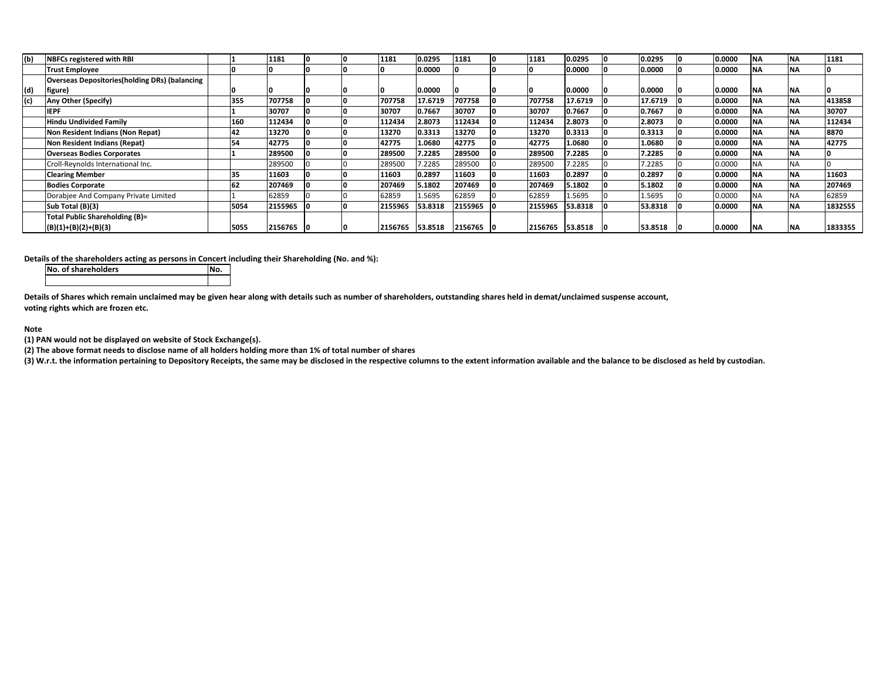| (b) | NBFCs registered with RBI | | 1 | 1181 | 0 | 0 | 1181 | 0.0295 | 1181 | 0 | 1181 | 0.0295 | 0 | 0.0295 | 0 | 0.0000 | NA | NA | 1181 |
|---|---|---|---|---|---|---|---|---|---|---|---|---|---|---|---|---|---|---|---|
| | Trust Employee | | 0 | 0 | 0 | 0 | 0 | 0.0000 | 0 | 0 | 0 | 0.0000 | 0 | 0.0000 | 0 | 0.0000 | NA | NA | 0 |
| (d) | Overseas Depositories(holding DRs) (balancing figure) | | 0 | 0 | 0 | 0 | 0 | 0.0000 | 0 | 0 | 0 | 0.0000 | 0 | 0.0000 | 0 | 0.0000 | NA | NA | 0 |
| (c) | Any Other (Specify) | | 355 | 707758 | 0 | 0 | 707758 | 17.6719 | 707758 | 0 | 707758 | 17.6719 | 0 | 17.6719 | 0 | 0.0000 | NA | NA | 413858 |
| | IEPF | | 1 | 30707 | 0 | 0 | 30707 | 0.7667 | 30707 | 0 | 30707 | 0.7667 | 0 | 0.7667 | 0 | 0.0000 | NA | NA | 30707 |
| | Hindu Undivided Family | | 160 | 112434 | 0 | 0 | 112434 | 2.8073 | 112434 | 0 | 112434 | 2.8073 | 0 | 2.8073 | 0 | 0.0000 | NA | NA | 112434 |
| | Non Resident Indians (Non Repat) | | 42 | 13270 | 0 | 0 | 13270 | 0.3313 | 13270 | 0 | 13270 | 0.3313 | 0 | 0.3313 | 0 | 0.0000 | NA | NA | 8870 |
| | Non Resident Indians (Repat) | | 54 | 42775 | 0 | 0 | 42775 | 1.0680 | 42775 | 0 | 42775 | 1.0680 | 0 | 1.0680 | 0 | 0.0000 | NA | NA | 42775 |
| | Overseas Bodies Corporates | | 1 | 289500 | 0 | 0 | 289500 | 7.2285 | 289500 | 0 | 289500 | 7.2285 | 0 | 7.2285 | 0 | 0.0000 | NA | NA | 0 |
| | Croll-Reynolds International Inc. | | | 289500 | 0 | 0 | 289500 | 7.2285 | 289500 | 0 | 289500 | 7.2285 | 0 | 7.2285 | 0 | 0.0000 | NA | NA | 0 |
| | Clearing Member | | 35 | 11603 | 0 | 0 | 11603 | 0.2897 | 11603 | 0 | 11603 | 0.2897 | 0 | 0.2897 | 0 | 0.0000 | NA | NA | 11603 |
| | Bodies Corporate | | 62 | 207469 | 0 | 0 | 207469 | 5.1802 | 207469 | 0 | 207469 | 5.1802 | 0 | 5.1802 | 0 | 0.0000 | NA | NA | 207469 |
| | Dorabjee And Company Private Limited | | 1 | 62859 | 0 | 0 | 62859 | 1.5695 | 62859 | 0 | 62859 | 1.5695 | 0 | 1.5695 | 0 | 0.0000 | NA | NA | 62859 |
| | Sub Total (B)(3) | | 5054 | 2155965 | 0 | 0 | 2155965 | 53.8318 | 2155965 | 0 | 2155965 | 53.8318 | 0 | 53.8318 | 0 | 0.0000 | NA | NA | 1832555 |
| | Total Public Shareholding (B)= (B)(1)+(B)(2)+(B)(3) | | 5055 | 2156765 | 0 | 0 | 2156765 | 53.8518 | 2156765 | 0 | 2156765 | 53.8518 | 0 | 53.8518 | 0 | 0.0000 | NA | NA | 1833355 |

**Details of the shareholders acting as persons in Concert including their Shareholding (No. and %):**

| No. of shareholders | No. |
|---|---|
| | |

**Details of Shares which remain unclaimed may be given hear along with details such as number of shareholders, outstanding shares held in demat/unclaimed suspense account, voting rights which are frozen etc.**

**Note**

**(1) PAN would not be displayed on website of Stock Exchange(s).**

**(2) The above format needs to disclose name of all holders holding more than 1% of total number of shares**

**(3) W.r.t. the information pertaining to Depository Receipts, the same may be disclosed in the respective columns to the extent information available and the balance to be disclosed as held by custodian.**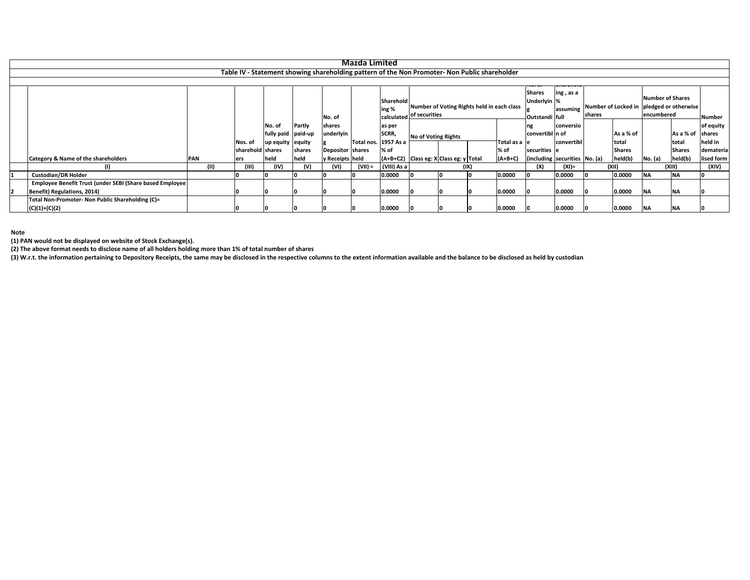# Mazda Limited

## Table IV - Statement showing shareholding pattern of the Non Promoter- Non Public shareholder

| | Category & Name of the shareholders | PAN | Nos. of shareholders | No. of fully paid up equity shares held | Partly paid-up equity shares held | No. of shares underlying Depository Receipts | Total nos. shares held | Shareholding % calculated as per SCRR, 1957 As a % of (A+B+C2) | Number of Voting Rights held in each class of securities | | | | No. of Shares Underlying Outstanding convertible securities (including | Shareholding , as a % assuming full conversion of convertible securities | Number of Locked in shares | | Number of Shares pledged or otherwise encumbered | | Number of equity shares held in dematerialised form |
|---|---|---|---|---|---|---|---|---|---|---|---|---|---|---|---|---|---|---|---|
| | | | | | | | | | No of Voting Rights | | | Total as a % of (A+B+C) | | | No. (a) | As a % of total Shares held(b) | No. (a) | As a % of total Shares held(b) | |
| | | | | | | | | | Class eg: X | Class eg: y | Total | | | | | | | | |
| | (I) | (II) | (III) | (IV) | (V) | (VI) | (VII) = | (VIII) As a | (IX) | | | | (X) | (XI)= | (XII) | | (XIII) | | (XIV) |
| 1 | Custodian/DR Holder | | 0 | 0 | 0 | 0 | 0 | 0.0000 | 0 | 0 | 0 | 0.0000 | 0 | 0.0000 | 0 | 0.0000 | NA | NA | 0 |
| 2 | Employee Benefit Trust (under SEBI (Share based Employee Benefit) Regulations, 2014) | | 0 | 0 | 0 | 0 | 0 | 0.0000 | 0 | 0 | 0 | 0.0000 | 0 | 0.0000 | 0 | 0.0000 | NA | NA | 0 |
| | Total Non-Promoter- Non Public Shareholding (C)= (C)(1)+(C)(2) | | 0 | 0 | 0 | 0 | 0 | 0.0000 | 0 | 0 | 0 | 0.0000 | 0 | 0.0000 | 0 | 0.0000 | NA | NA | 0 |

**Note**

**(1) PAN would not be displayed on website of Stock Exchange(s).**

**(2) The above format needs to disclose name of all holders holding more than 1% of total number of shares**

**(3) W.r.t. the information pertaining to Depository Receipts, the same may be disclosed in the respective columns to the extent information available and the balance to be disclosed as held by custodian.**